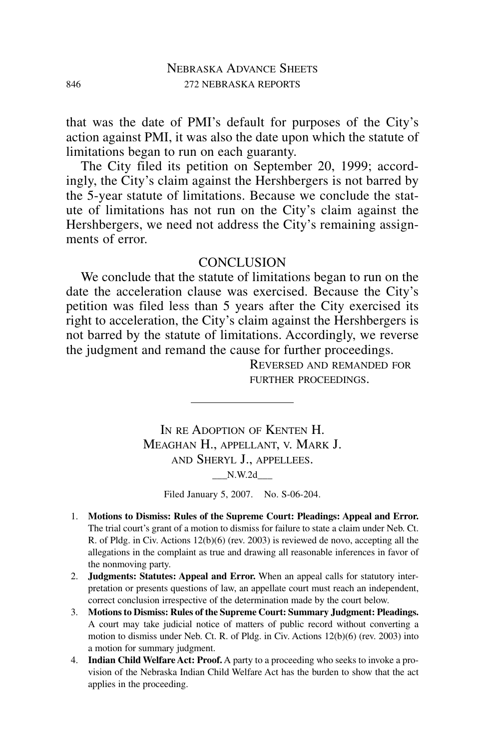that was the date of PMI's default for purposes of the City's action against PMI, it was also the date upon which the statute of limitations began to run on each guaranty.

The City filed its petition on September 20, 1999; accordingly, the City's claim against the Hershbergers is not barred by the 5-year statute of limitations. Because we conclude the statute of limitations has not run on the City's claim against the Hershbergers, we need not address the City's remaining assignments of error.

## CONCLUSION

We conclude that the statute of limitations began to run on the date the acceleration clause was exercised. Because the City's petition was filed less than 5 years after the City exercised its right to acceleration, the City's claim against the Hershbergers is not barred by the statute of limitations. Accordingly, we reverse the judgment and remand the cause for further proceedings.

REVERSED AND REMANDED FOR FURTHER PROCEEDINGS.

---

# IN RE ADOPTION OF KENTEN H. MEAGHAN H., APPELLANT, V. MARK J. AND SHERYL J., APPELLEES.

___N.W.2d___

Filed January 5, 2007. No. S-06-204.

1. **Motions to Dismiss: Rules of the Supreme Court: Pleadings: Appeal and Error.** The trial court's grant of a motion to dismiss for failure to state a claim under Neb. Ct. R. of Pldg. in Civ. Actions 12(b)(6) (rev. 2003) is reviewed de novo, accepting all the allegations in the complaint as true and drawing all reasonable inferences in favor of the nonmoving party.
2. **Judgments: Statutes: Appeal and Error.** When an appeal calls for statutory interpretation or presents questions of law, an appellate court must reach an independent, correct conclusion irrespective of the determination made by the court below.
3. **Motions to Dismiss: Rules of the Supreme Court: Summary Judgment: Pleadings.** A court may take judicial notice of matters of public record without converting a motion to dismiss under Neb. Ct. R. of Pldg. in Civ. Actions 12(b)(6) (rev. 2003) into a motion for summary judgment.
4. **Indian Child Welfare Act: Proof.** A party to a proceeding who seeks to invoke a provision of the Nebraska Indian Child Welfare Act has the burden to show that the act applies in the proceeding.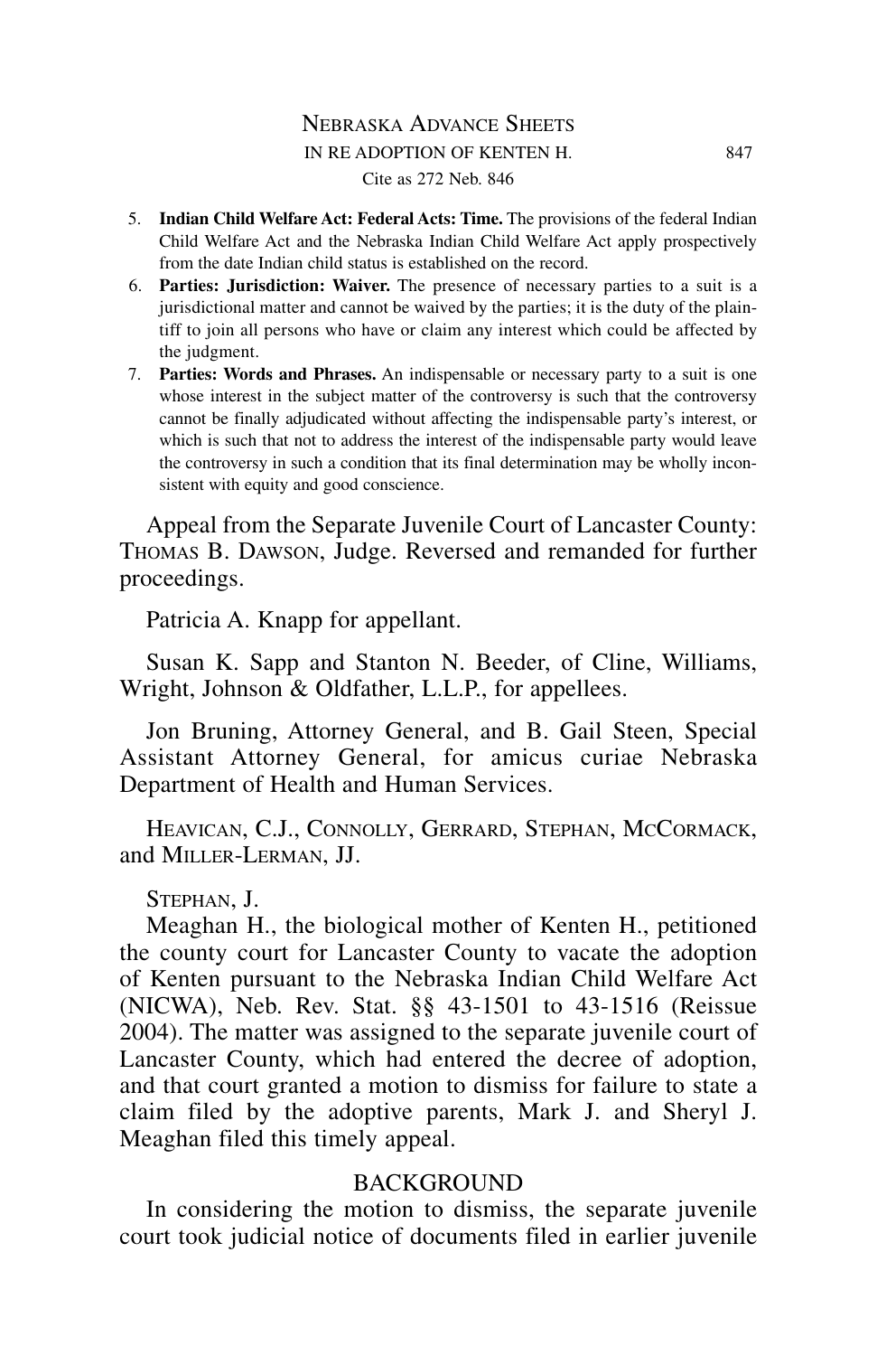5. **Indian Child Welfare Act: Federal Acts: Time.** The provisions of the federal Indian Child Welfare Act and the Nebraska Indian Child Welfare Act apply prospectively from the date Indian child status is established on the record.
6. **Parties: Jurisdiction: Waiver.** The presence of necessary parties to a suit is a jurisdictional matter and cannot be waived by the parties; it is the duty of the plaintiff to join all persons who have or claim any interest which could be affected by the judgment.
7. **Parties: Words and Phrases.** An indispensable or necessary party to a suit is one whose interest in the subject matter of the controversy is such that the controversy cannot be finally adjudicated without affecting the indispensable party's interest, or which is such that not to address the interest of the indispensable party would leave the controversy in such a condition that its final determination may be wholly inconsistent with equity and good conscience.

Appeal from the Separate Juvenile Court of Lancaster County: THOMAS B. DAWSON, Judge. Reversed and remanded for further proceedings.

Patricia A. Knapp for appellant.

Susan K. Sapp and Stanton N. Beeder, of Cline, Williams, Wright, Johnson & Oldfather, L.L.P., for appellees.

Jon Bruning, Attorney General, and B. Gail Steen, Special Assistant Attorney General, for amicus curiae Nebraska Department of Health and Human Services.

HEAVICAN, C.J., CONNOLLY, GERRARD, STEPHAN, MCCORMACK, and MILLER-LERMAN, JJ.

STEPHAN, J.

Meaghan H., the biological mother of Kenten H., petitioned the county court for Lancaster County to vacate the adoption of Kenten pursuant to the Nebraska Indian Child Welfare Act (NICWA), Neb. Rev. Stat. §§ 43-1501 to 43-1516 (Reissue 2004). The matter was assigned to the separate juvenile court of Lancaster County, which had entered the decree of adoption, and that court granted a motion to dismiss for failure to state a claim filed by the adoptive parents, Mark J. and Sheryl J. Meaghan filed this timely appeal.

## BACKGROUND

In considering the motion to dismiss, the separate juvenile court took judicial notice of documents filed in earlier juvenile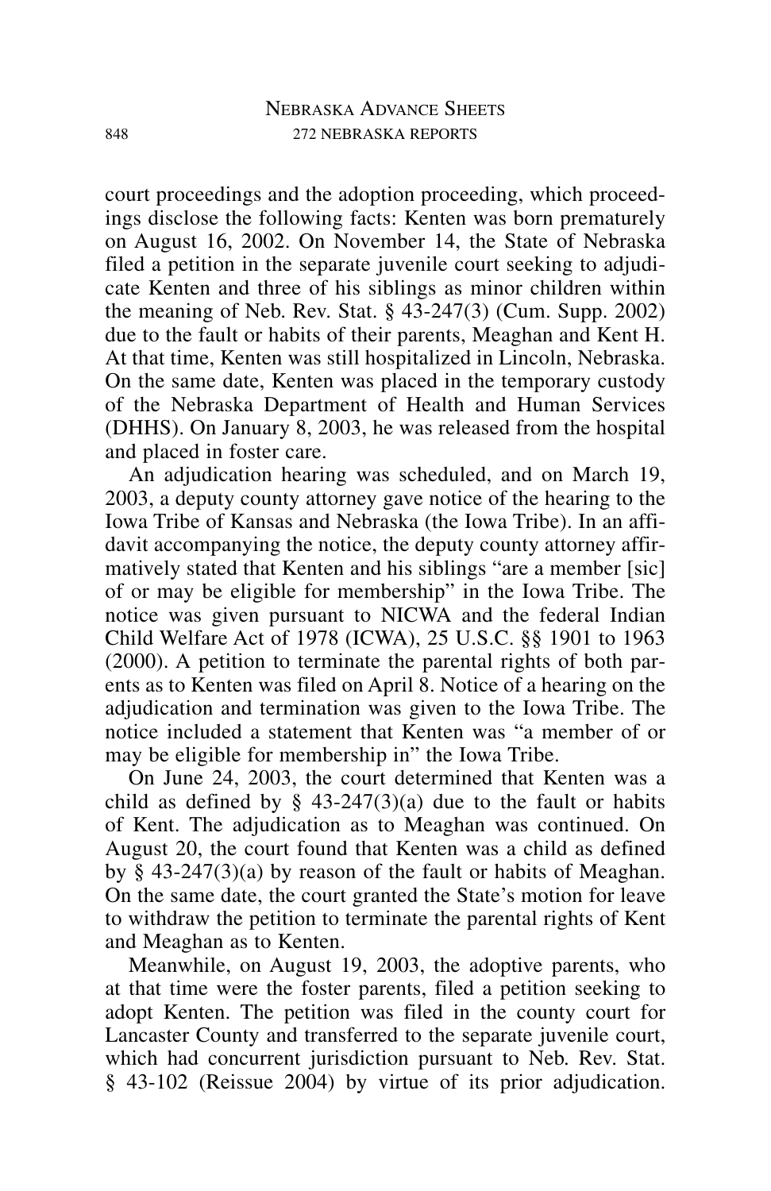court proceedings and the adoption proceeding, which proceedings disclose the following facts: Kenten was born prematurely on August 16, 2002. On November 14, the State of Nebraska filed a petition in the separate juvenile court seeking to adjudicate Kenten and three of his siblings as minor children within the meaning of Neb. Rev. Stat. § 43-247(3) (Cum. Supp. 2002) due to the fault or habits of their parents, Meaghan and Kent H. At that time, Kenten was still hospitalized in Lincoln, Nebraska. On the same date, Kenten was placed in the temporary custody of the Nebraska Department of Health and Human Services (DHHS). On January 8, 2003, he was released from the hospital and placed in foster care.

An adjudication hearing was scheduled, and on March 19, 2003, a deputy county attorney gave notice of the hearing to the Iowa Tribe of Kansas and Nebraska (the Iowa Tribe). In an affidavit accompanying the notice, the deputy county attorney affirmatively stated that Kenten and his siblings "are a member [sic] of or may be eligible for membership" in the Iowa Tribe. The notice was given pursuant to NICWA and the federal Indian Child Welfare Act of 1978 (ICWA), 25 U.S.C. §§ 1901 to 1963 (2000). A petition to terminate the parental rights of both parents as to Kenten was filed on April 8. Notice of a hearing on the adjudication and termination was given to the Iowa Tribe. The notice included a statement that Kenten was "a member of or may be eligible for membership in" the Iowa Tribe.

On June 24, 2003, the court determined that Kenten was a child as defined by § 43-247(3)(a) due to the fault or habits of Kent. The adjudication as to Meaghan was continued. On August 20, the court found that Kenten was a child as defined by § 43-247(3)(a) by reason of the fault or habits of Meaghan. On the same date, the court granted the State's motion for leave to withdraw the petition to terminate the parental rights of Kent and Meaghan as to Kenten.

Meanwhile, on August 19, 2003, the adoptive parents, who at that time were the foster parents, filed a petition seeking to adopt Kenten. The petition was filed in the county court for Lancaster County and transferred to the separate juvenile court, which had concurrent jurisdiction pursuant to Neb. Rev. Stat. § 43-102 (Reissue 2004) by virtue of its prior adjudication.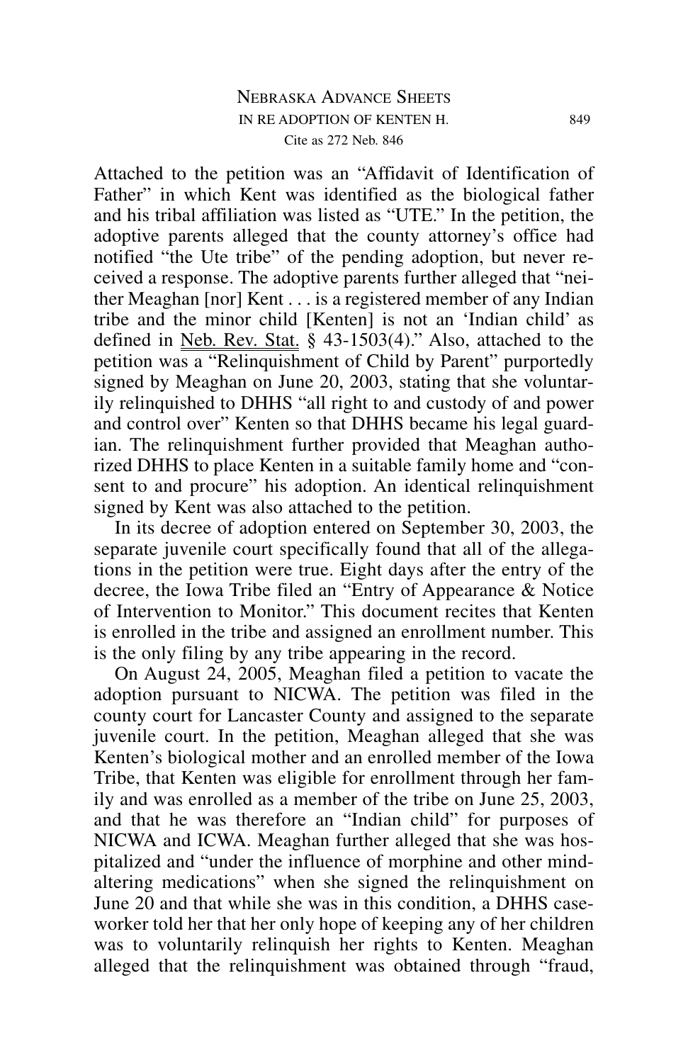Attached to the petition was an "Affidavit of Identification of Father" in which Kent was identified as the biological father and his tribal affiliation was listed as "UTE." In the petition, the adoptive parents alleged that the county attorney's office had notified "the Ute tribe" of the pending adoption, but never received a response. The adoptive parents further alleged that "neither Meaghan [nor] Kent . . . is a registered member of any Indian tribe and the minor child [Kenten] is not an 'Indian child' as defined in Neb. Rev. Stat. § 43-1503(4)." Also, attached to the petition was a "Relinquishment of Child by Parent" purportedly signed by Meaghan on June 20, 2003, stating that she voluntarily relinquished to DHHS "all right to and custody of and power and control over" Kenten so that DHHS became his legal guardian. The relinquishment further provided that Meaghan authorized DHHS to place Kenten in a suitable family home and "consent to and procure" his adoption. An identical relinquishment signed by Kent was also attached to the petition.

In its decree of adoption entered on September 30, 2003, the separate juvenile court specifically found that all of the allegations in the petition were true. Eight days after the entry of the decree, the Iowa Tribe filed an "Entry of Appearance & Notice of Intervention to Monitor." This document recites that Kenten is enrolled in the tribe and assigned an enrollment number. This is the only filing by any tribe appearing in the record.

On August 24, 2005, Meaghan filed a petition to vacate the adoption pursuant to NICWA. The petition was filed in the county court for Lancaster County and assigned to the separate juvenile court. In the petition, Meaghan alleged that she was Kenten's biological mother and an enrolled member of the Iowa Tribe, that Kenten was eligible for enrollment through her family and was enrolled as a member of the tribe on June 25, 2003, and that he was therefore an "Indian child" for purposes of NICWA and ICWA. Meaghan further alleged that she was hospitalized and "under the influence of morphine and other mind-altering medications" when she signed the relinquishment on June 20 and that while she was in this condition, a DHHS caseworker told her that her only hope of keeping any of her children was to voluntarily relinquish her rights to Kenten. Meaghan alleged that the relinquishment was obtained through "fraud,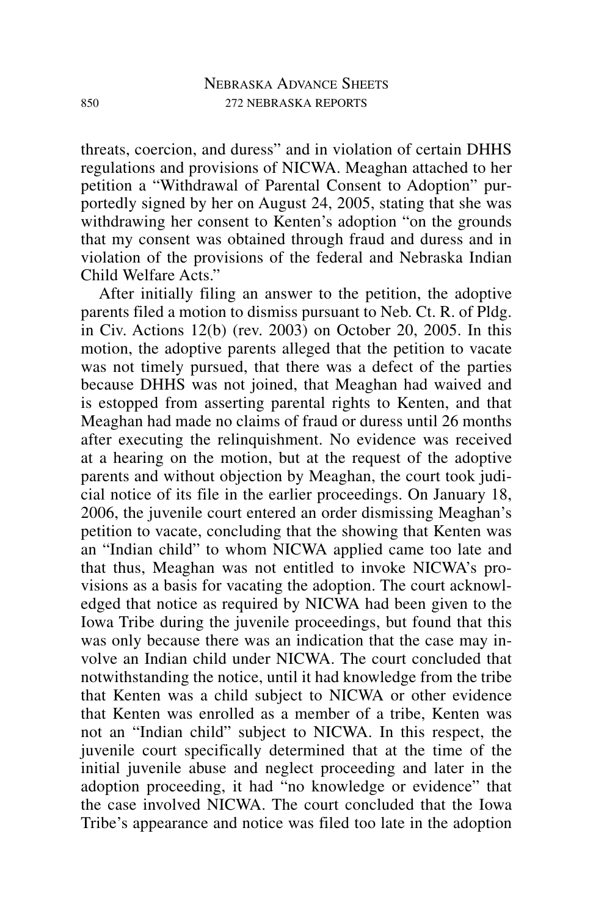threats, coercion, and duress" and in violation of certain DHHS regulations and provisions of NICWA. Meaghan attached to her petition a "Withdrawal of Parental Consent to Adoption" purportedly signed by her on August 24, 2005, stating that she was withdrawing her consent to Kenten's adoption "on the grounds that my consent was obtained through fraud and duress and in violation of the provisions of the federal and Nebraska Indian Child Welfare Acts."

After initially filing an answer to the petition, the adoptive parents filed a motion to dismiss pursuant to Neb. Ct. R. of Pldg. in Civ. Actions 12(b) (rev. 2003) on October 20, 2005. In this motion, the adoptive parents alleged that the petition to vacate was not timely pursued, that there was a defect of the parties because DHHS was not joined, that Meaghan had waived and is estopped from asserting parental rights to Kenten, and that Meaghan had made no claims of fraud or duress until 26 months after executing the relinquishment. No evidence was received at a hearing on the motion, but at the request of the adoptive parents and without objection by Meaghan, the court took judicial notice of its file in the earlier proceedings. On January 18, 2006, the juvenile court entered an order dismissing Meaghan's petition to vacate, concluding that the showing that Kenten was an "Indian child" to whom NICWA applied came too late and that thus, Meaghan was not entitled to invoke NICWA's provisions as a basis for vacating the adoption. The court acknowledged that notice as required by NICWA had been given to the Iowa Tribe during the juvenile proceedings, but found that this was only because there was an indication that the case may involve an Indian child under NICWA. The court concluded that notwithstanding the notice, until it had knowledge from the tribe that Kenten was a child subject to NICWA or other evidence that Kenten was enrolled as a member of a tribe, Kenten was not an "Indian child" subject to NICWA. In this respect, the juvenile court specifically determined that at the time of the initial juvenile abuse and neglect proceeding and later in the adoption proceeding, it had "no knowledge or evidence" that the case involved NICWA. The court concluded that the Iowa Tribe's appearance and notice was filed too late in the adoption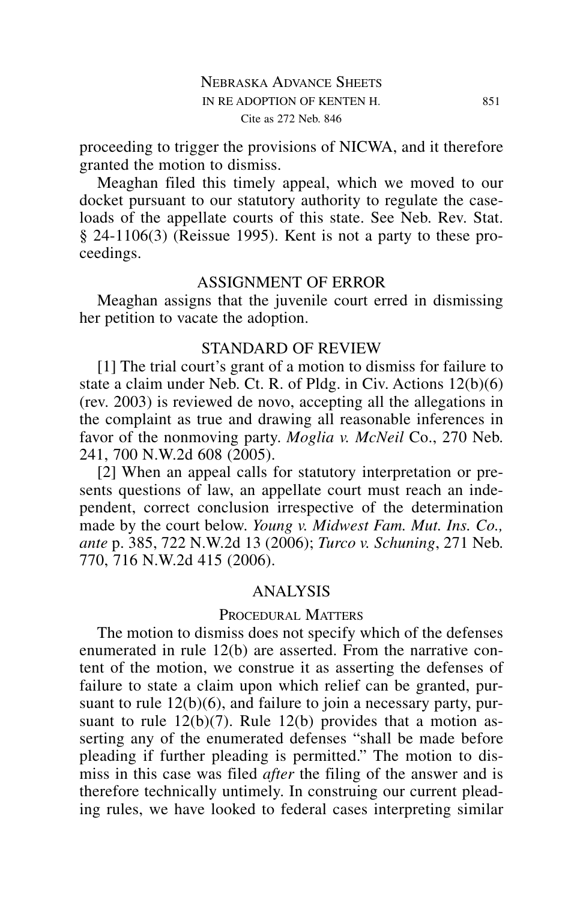proceeding to trigger the provisions of NICWA, and it therefore granted the motion to dismiss.

Meaghan filed this timely appeal, which we moved to our docket pursuant to our statutory authority to regulate the caseloads of the appellate courts of this state. See Neb. Rev. Stat. § 24-1106(3) (Reissue 1995). Kent is not a party to these proceedings.

## ASSIGNMENT OF ERROR

Meaghan assigns that the juvenile court erred in dismissing her petition to vacate the adoption.

## STANDARD OF REVIEW

[1] The trial court's grant of a motion to dismiss for failure to state a claim under Neb. Ct. R. of Pldg. in Civ. Actions 12(b)(6) (rev. 2003) is reviewed de novo, accepting all the allegations in the complaint as true and drawing all reasonable inferences in favor of the nonmoving party. *Moglia v. McNeil* Co., 270 Neb. 241, 700 N.W.2d 608 (2005).

[2] When an appeal calls for statutory interpretation or presents questions of law, an appellate court must reach an independent, correct conclusion irrespective of the determination made by the court below. *Young v. Midwest Fam. Mut. Ins. Co., ante* p. 385, 722 N.W.2d 13 (2006); *Turco v. Schuning*, 271 Neb. 770, 716 N.W.2d 415 (2006).

## ANALYSIS

### PROCEDURAL MATTERS

The motion to dismiss does not specify which of the defenses enumerated in rule 12(b) are asserted. From the narrative content of the motion, we construe it as asserting the defenses of failure to state a claim upon which relief can be granted, pursuant to rule 12(b)(6), and failure to join a necessary party, pursuant to rule 12(b)(7). Rule 12(b) provides that a motion asserting any of the enumerated defenses "shall be made before pleading if further pleading is permitted." The motion to dismiss in this case was filed *after* the filing of the answer and is therefore technically untimely. In construing our current pleading rules, we have looked to federal cases interpreting similar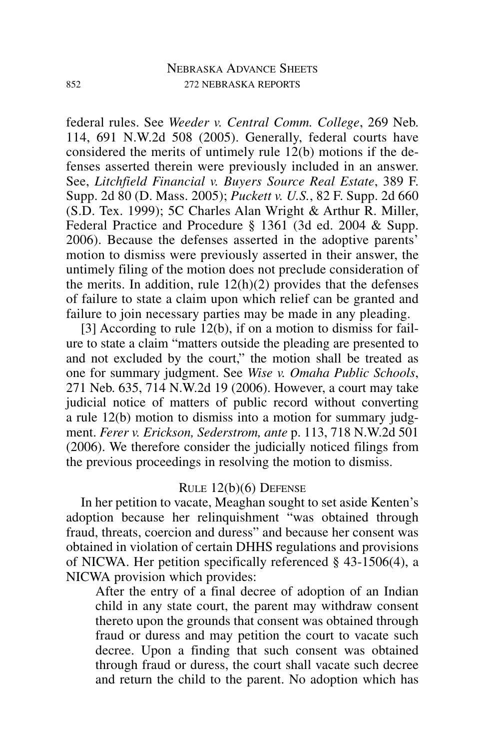federal rules. See *Weeder v. Central Comm. College*, 269 Neb. 114, 691 N.W.2d 508 (2005). Generally, federal courts have considered the merits of untimely rule 12(b) motions if the defenses asserted therein were previously included in an answer. See, *Litchfield Financial v. Buyers Source Real Estate*, 389 F. Supp. 2d 80 (D. Mass. 2005); *Puckett v. U.S.*, 82 F. Supp. 2d 660 (S.D. Tex. 1999); 5C Charles Alan Wright & Arthur R. Miller, Federal Practice and Procedure § 1361 (3d ed. 2004 & Supp. 2006). Because the defenses asserted in the adoptive parents' motion to dismiss were previously asserted in their answer, the untimely filing of the motion does not preclude consideration of the merits. In addition, rule 12(h)(2) provides that the defenses of failure to state a claim upon which relief can be granted and failure to join necessary parties may be made in any pleading.

[3] According to rule 12(b), if on a motion to dismiss for failure to state a claim "matters outside the pleading are presented to and not excluded by the court," the motion shall be treated as one for summary judgment. See *Wise v. Omaha Public Schools*, 271 Neb. 635, 714 N.W.2d 19 (2006). However, a court may take judicial notice of matters of public record without converting a rule 12(b) motion to dismiss into a motion for summary judgment. *Ferer v. Erickson, Sederstrom, ante* p. 113, 718 N.W.2d 501 (2006). We therefore consider the judicially noticed filings from the previous proceedings in resolving the motion to dismiss.

## Rule 12(b)(6) Defense

In her petition to vacate, Meaghan sought to set aside Kenten's adoption because her relinquishment "was obtained through fraud, threats, coercion and duress" and because her consent was obtained in violation of certain DHHS regulations and provisions of NICWA. Her petition specifically referenced § 43-1506(4), a NICWA provision which provides:

> After the entry of a final decree of adoption of an Indian child in any state court, the parent may withdraw consent thereto upon the grounds that consent was obtained through fraud or duress and may petition the court to vacate such decree. Upon a finding that such consent was obtained through fraud or duress, the court shall vacate such decree and return the child to the parent. No adoption which has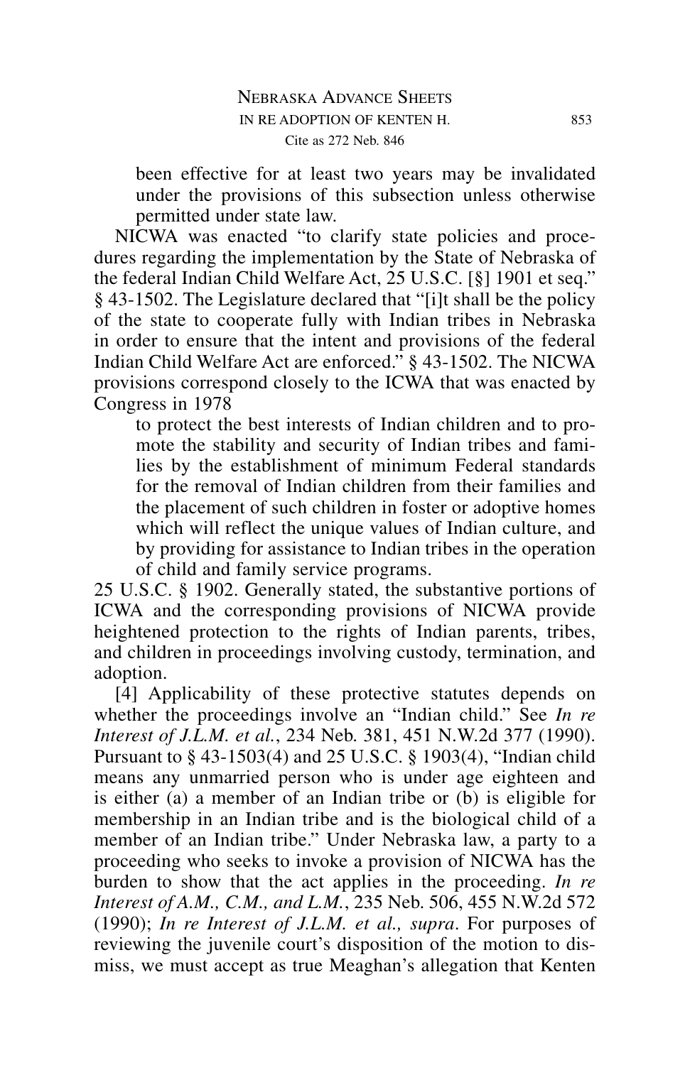been effective for at least two years may be invalidated under the provisions of this subsection unless otherwise permitted under state law.

NICWA was enacted "to clarify state policies and procedures regarding the implementation by the State of Nebraska of the federal Indian Child Welfare Act, 25 U.S.C. [§] 1901 et seq." § 43-1502. The Legislature declared that "[i]t shall be the policy of the state to cooperate fully with Indian tribes in Nebraska in order to ensure that the intent and provisions of the federal Indian Child Welfare Act are enforced." § 43-1502. The NICWA provisions correspond closely to the ICWA that was enacted by Congress in 1978

> to protect the best interests of Indian children and to promote the stability and security of Indian tribes and families by the establishment of minimum Federal standards for the removal of Indian children from their families and the placement of such children in foster or adoptive homes which will reflect the unique values of Indian culture, and by providing for assistance to Indian tribes in the operation of child and family service programs.

25 U.S.C. § 1902. Generally stated, the substantive portions of ICWA and the corresponding provisions of NICWA provide heightened protection to the rights of Indian parents, tribes, and children in proceedings involving custody, termination, and adoption.

[4] Applicability of these protective statutes depends on whether the proceedings involve an "Indian child." See *In re Interest of J.L.M. et al.*, 234 Neb. 381, 451 N.W.2d 377 (1990). Pursuant to § 43-1503(4) and 25 U.S.C. § 1903(4), "Indian child means any unmarried person who is under age eighteen and is either (a) a member of an Indian tribe or (b) is eligible for membership in an Indian tribe and is the biological child of a member of an Indian tribe." Under Nebraska law, a party to a proceeding who seeks to invoke a provision of NICWA has the burden to show that the act applies in the proceeding. *In re Interest of A.M., C.M., and L.M.*, 235 Neb. 506, 455 N.W.2d 572 (1990); *In re Interest of J.L.M. et al., supra*. For purposes of reviewing the juvenile court's disposition of the motion to dismiss, we must accept as true Meaghan's allegation that Kenten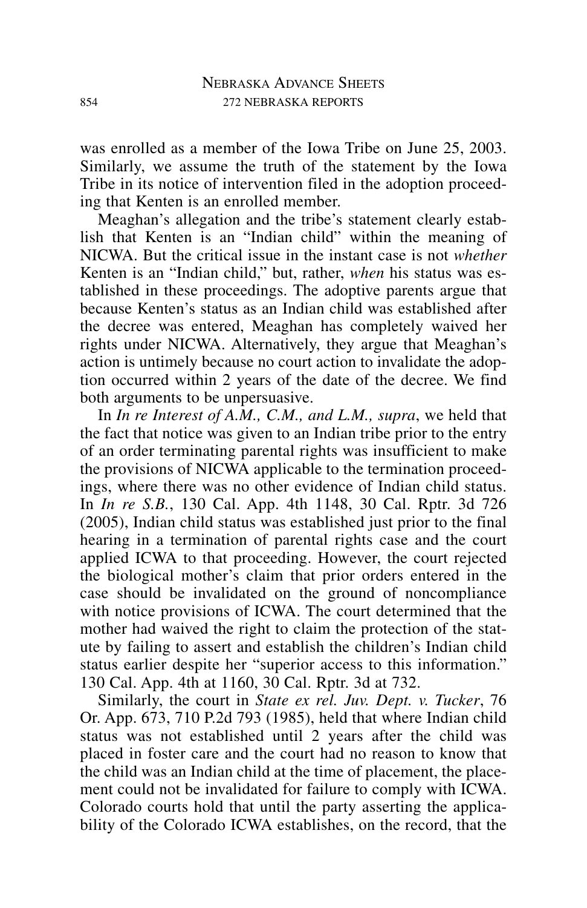was enrolled as a member of the Iowa Tribe on June 25, 2003. Similarly, we assume the truth of the statement by the Iowa Tribe in its notice of intervention filed in the adoption proceeding that Kenten is an enrolled member.

Meaghan's allegation and the tribe's statement clearly establish that Kenten is an "Indian child" within the meaning of NICWA. But the critical issue in the instant case is not *whether* Kenten is an "Indian child," but, rather, *when* his status was established in these proceedings. The adoptive parents argue that because Kenten's status as an Indian child was established after the decree was entered, Meaghan has completely waived her rights under NICWA. Alternatively, they argue that Meaghan's action is untimely because no court action to invalidate the adoption occurred within 2 years of the date of the decree. We find both arguments to be unpersuasive.

In *In re Interest of A.M., C.M., and L.M., supra*, we held that the fact that notice was given to an Indian tribe prior to the entry of an order terminating parental rights was insufficient to make the provisions of NICWA applicable to the termination proceedings, where there was no other evidence of Indian child status. In *In re S.B.*, 130 Cal. App. 4th 1148, 30 Cal. Rptr. 3d 726 (2005), Indian child status was established just prior to the final hearing in a termination of parental rights case and the court applied ICWA to that proceeding. However, the court rejected the biological mother's claim that prior orders entered in the case should be invalidated on the ground of noncompliance with notice provisions of ICWA. The court determined that the mother had waived the right to claim the protection of the statute by failing to assert and establish the children's Indian child status earlier despite her "superior access to this information." 130 Cal. App. 4th at 1160, 30 Cal. Rptr. 3d at 732.

Similarly, the court in *State ex rel. Juv. Dept. v. Tucker*, 76 Or. App. 673, 710 P.2d 793 (1985), held that where Indian child status was not established until 2 years after the child was placed in foster care and the court had no reason to know that the child was an Indian child at the time of placement, the placement could not be invalidated for failure to comply with ICWA. Colorado courts hold that until the party asserting the applicability of the Colorado ICWA establishes, on the record, that the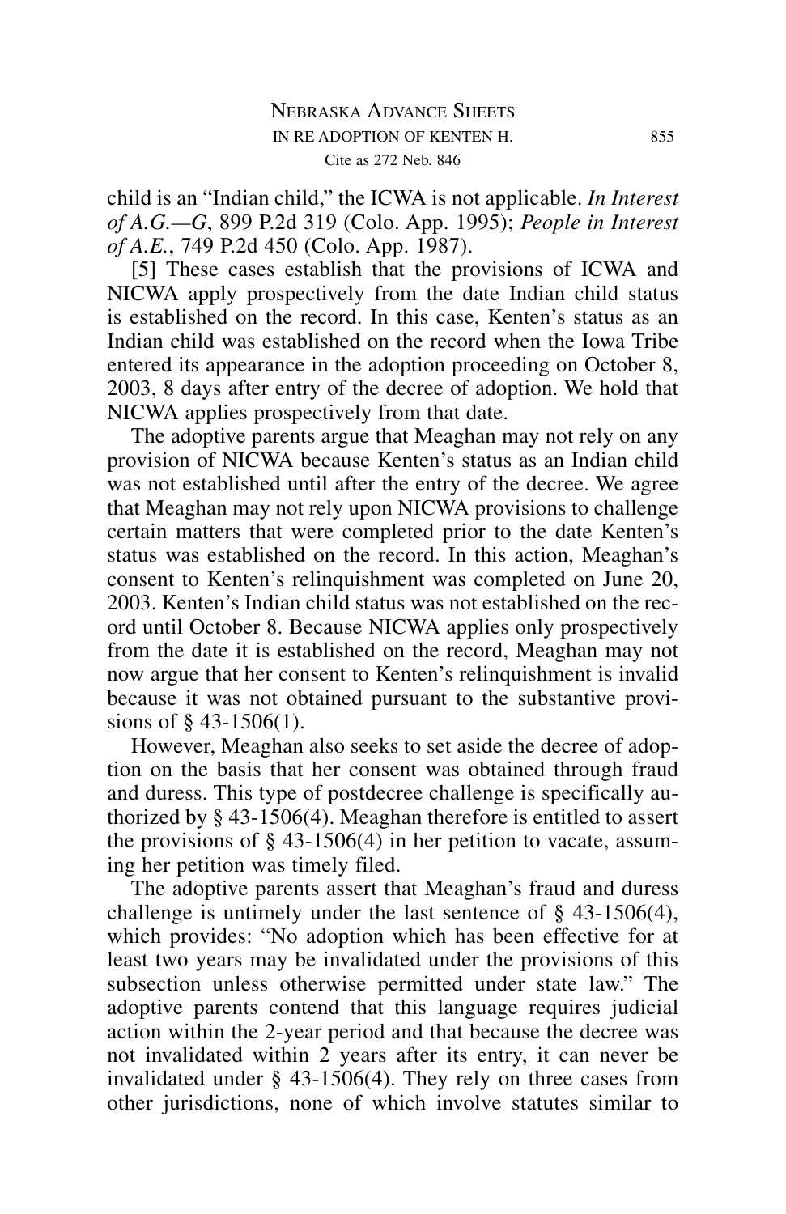child is an "Indian child," the ICWA is not applicable. *In Interest of A.G.—G*, 899 P.2d 319 (Colo. App. 1995); *People in Interest of A.E.*, 749 P.2d 450 (Colo. App. 1987).

[5] These cases establish that the provisions of ICWA and NICWA apply prospectively from the date Indian child status is established on the record. In this case, Kenten's status as an Indian child was established on the record when the Iowa Tribe entered its appearance in the adoption proceeding on October 8, 2003, 8 days after entry of the decree of adoption. We hold that NICWA applies prospectively from that date.

The adoptive parents argue that Meaghan may not rely on any provision of NICWA because Kenten's status as an Indian child was not established until after the entry of the decree. We agree that Meaghan may not rely upon NICWA provisions to challenge certain matters that were completed prior to the date Kenten's status was established on the record. In this action, Meaghan's consent to Kenten's relinquishment was completed on June 20, 2003. Kenten's Indian child status was not established on the record until October 8. Because NICWA applies only prospectively from the date it is established on the record, Meaghan may not now argue that her consent to Kenten's relinquishment is invalid because it was not obtained pursuant to the substantive provisions of § 43-1506(1).

However, Meaghan also seeks to set aside the decree of adoption on the basis that her consent was obtained through fraud and duress. This type of postdecree challenge is specifically authorized by § 43-1506(4). Meaghan therefore is entitled to assert the provisions of § 43-1506(4) in her petition to vacate, assuming her petition was timely filed.

The adoptive parents assert that Meaghan's fraud and duress challenge is untimely under the last sentence of § 43-1506(4), which provides: "No adoption which has been effective for at least two years may be invalidated under the provisions of this subsection unless otherwise permitted under state law." The adoptive parents contend that this language requires judicial action within the 2-year period and that because the decree was not invalidated within 2 years after its entry, it can never be invalidated under § 43-1506(4). They rely on three cases from other jurisdictions, none of which involve statutes similar to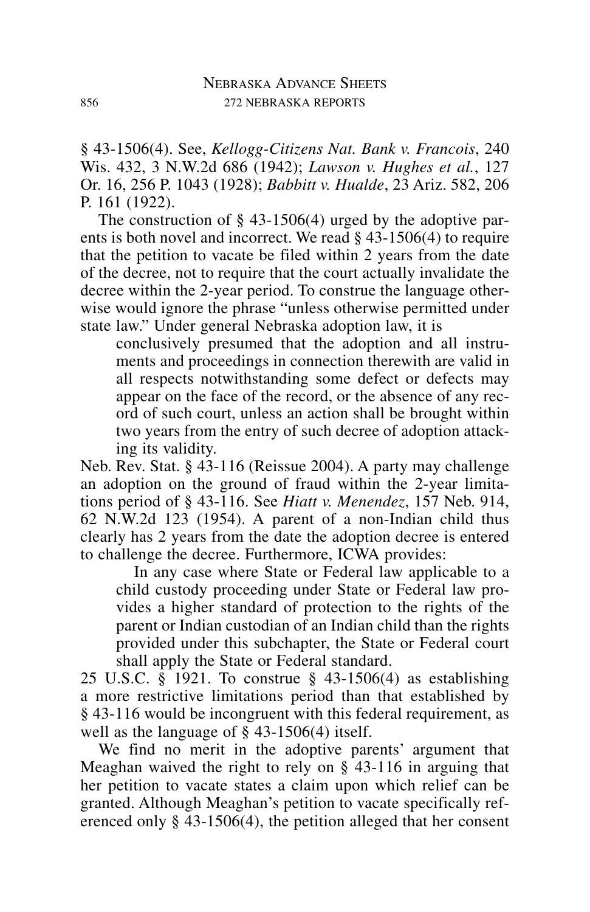§ 43-1506(4). See, *Kellogg-Citizens Nat. Bank v. Francois*, 240 Wis. 432, 3 N.W.2d 686 (1942); *Lawson v. Hughes et al.*, 127 Or. 16, 256 P. 1043 (1928); *Babbitt v. Hualde*, 23 Ariz. 582, 206 P. 161 (1922).

The construction of § 43-1506(4) urged by the adoptive parents is both novel and incorrect. We read § 43-1506(4) to require that the petition to vacate be filed within 2 years from the date of the decree, not to require that the court actually invalidate the decree within the 2-year period. To construe the language otherwise would ignore the phrase "unless otherwise permitted under state law." Under general Nebraska adoption law, it is

> conclusively presumed that the adoption and all instruments and proceedings in connection therewith are valid in all respects notwithstanding some defect or defects may appear on the face of the record, or the absence of any record of such court, unless an action shall be brought within two years from the entry of such decree of adoption attacking its validity.

Neb. Rev. Stat. § 43-116 (Reissue 2004). A party may challenge an adoption on the ground of fraud within the 2-year limitations period of § 43-116. See *Hiatt v. Menendez*, 157 Neb. 914, 62 N.W.2d 123 (1954). A parent of a non-Indian child thus clearly has 2 years from the date the adoption decree is entered to challenge the decree. Furthermore, ICWA provides:

> In any case where State or Federal law applicable to a child custody proceeding under State or Federal law provides a higher standard of protection to the rights of the parent or Indian custodian of an Indian child than the rights provided under this subchapter, the State or Federal court shall apply the State or Federal standard.

25 U.S.C. § 1921. To construe § 43-1506(4) as establishing a more restrictive limitations period than that established by § 43-116 would be incongruent with this federal requirement, as well as the language of § 43-1506(4) itself.

We find no merit in the adoptive parents' argument that Meaghan waived the right to rely on § 43-116 in arguing that her petition to vacate states a claim upon which relief can be granted. Although Meaghan's petition to vacate specifically referenced only § 43-1506(4), the petition alleged that her consent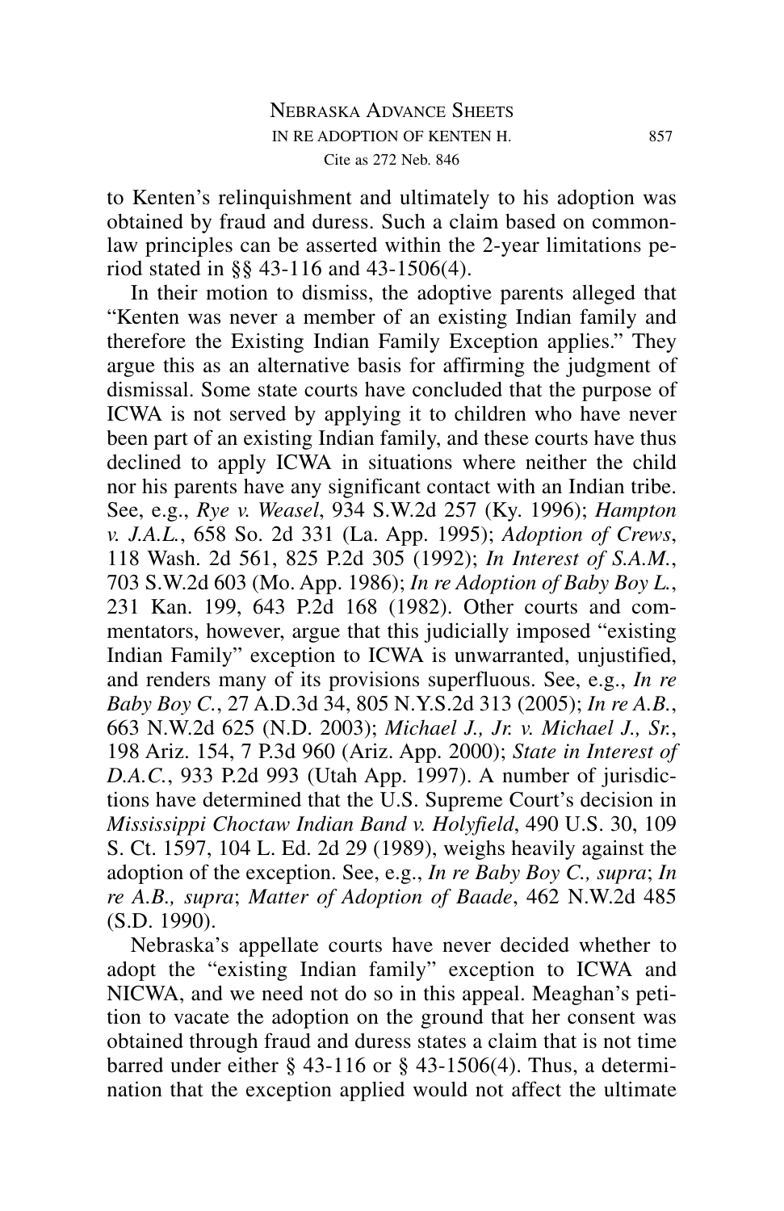to Kenten's relinquishment and ultimately to his adoption was obtained by fraud and duress. Such a claim based on common-law principles can be asserted within the 2-year limitations period stated in §§ 43-116 and 43-1506(4).

In their motion to dismiss, the adoptive parents alleged that "Kenten was never a member of an existing Indian family and therefore the Existing Indian Family Exception applies." They argue this as an alternative basis for affirming the judgment of dismissal. Some state courts have concluded that the purpose of ICWA is not served by applying it to children who have never been part of an existing Indian family, and these courts have thus declined to apply ICWA in situations where neither the child nor his parents have any significant contact with an Indian tribe. See, e.g., *Rye v. Weasel*, 934 S.W.2d 257 (Ky. 1996); *Hampton v. J.A.L.*, 658 So. 2d 331 (La. App. 1995); *Adoption of Crews*, 118 Wash. 2d 561, 825 P.2d 305 (1992); *In Interest of S.A.M.*, 703 S.W.2d 603 (Mo. App. 1986); *In re Adoption of Baby Boy L.*, 231 Kan. 199, 643 P.2d 168 (1982). Other courts and commentators, however, argue that this judicially imposed "existing Indian Family" exception to ICWA is unwarranted, unjustified, and renders many of its provisions superfluous. See, e.g., *In re Baby Boy C.*, 27 A.D.3d 34, 805 N.Y.S.2d 313 (2005); *In re A.B.*, 663 N.W.2d 625 (N.D. 2003); *Michael J., Jr. v. Michael J., Sr.*, 198 Ariz. 154, 7 P.3d 960 (Ariz. App. 2000); *State in Interest of D.A.C.*, 933 P.2d 993 (Utah App. 1997). A number of jurisdictions have determined that the U.S. Supreme Court's decision in *Mississippi Choctaw Indian Band v. Holyfield*, 490 U.S. 30, 109 S. Ct. 1597, 104 L. Ed. 2d 29 (1989), weighs heavily against the adoption of the exception. See, e.g., *In re Baby Boy C., supra*; *In re A.B., supra*; *Matter of Adoption of Baade*, 462 N.W.2d 485 (S.D. 1990).

Nebraska's appellate courts have never decided whether to adopt the "existing Indian family" exception to ICWA and NICWA, and we need not do so in this appeal. Meaghan's petition to vacate the adoption on the ground that her consent was obtained through fraud and duress states a claim that is not time barred under either § 43-116 or § 43-1506(4). Thus, a determination that the exception applied would not affect the ultimate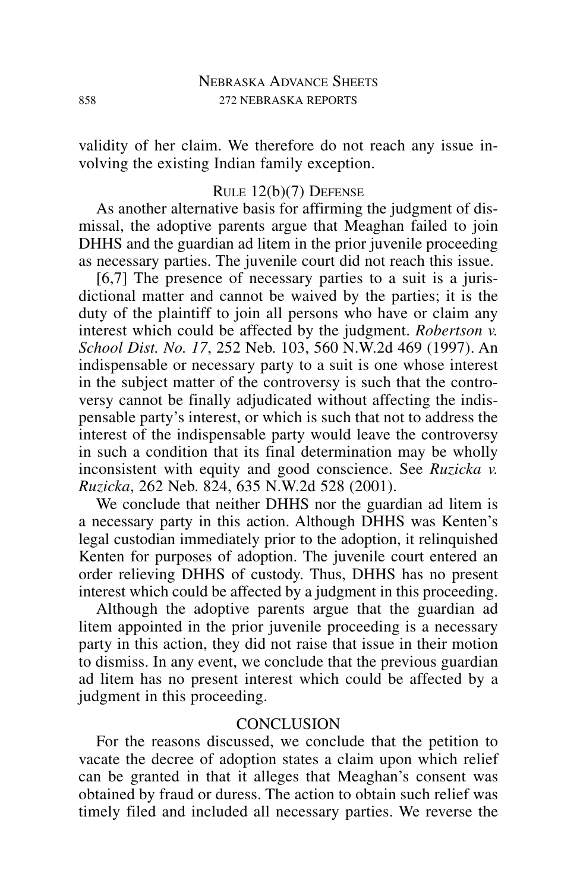validity of her claim. We therefore do not reach any issue involving the existing Indian family exception.

## Rule 12(b)(7) Defense

As another alternative basis for affirming the judgment of dismissal, the adoptive parents argue that Meaghan failed to join DHHS and the guardian ad litem in the prior juvenile proceeding as necessary parties. The juvenile court did not reach this issue.

[6,7] The presence of necessary parties to a suit is a jurisdictional matter and cannot be waived by the parties; it is the duty of the plaintiff to join all persons who have or claim any interest which could be affected by the judgment. *Robertson v. School Dist. No. 17*, 252 Neb. 103, 560 N.W.2d 469 (1997). An indispensable or necessary party to a suit is one whose interest in the subject matter of the controversy is such that the controversy cannot be finally adjudicated without affecting the indispensable party's interest, or which is such that not to address the interest of the indispensable party would leave the controversy in such a condition that its final determination may be wholly inconsistent with equity and good conscience. See *Ruzicka v. Ruzicka*, 262 Neb. 824, 635 N.W.2d 528 (2001).

We conclude that neither DHHS nor the guardian ad litem is a necessary party in this action. Although DHHS was Kenten's legal custodian immediately prior to the adoption, it relinquished Kenten for purposes of adoption. The juvenile court entered an order relieving DHHS of custody. Thus, DHHS has no present interest which could be affected by a judgment in this proceeding.

Although the adoptive parents argue that the guardian ad litem appointed in the prior juvenile proceeding is a necessary party in this action, they did not raise that issue in their motion to dismiss. In any event, we conclude that the previous guardian ad litem has no present interest which could be affected by a judgment in this proceeding.

## CONCLUSION

For the reasons discussed, we conclude that the petition to vacate the decree of adoption states a claim upon which relief can be granted in that it alleges that Meaghan's consent was obtained by fraud or duress. The action to obtain such relief was timely filed and included all necessary parties. We reverse the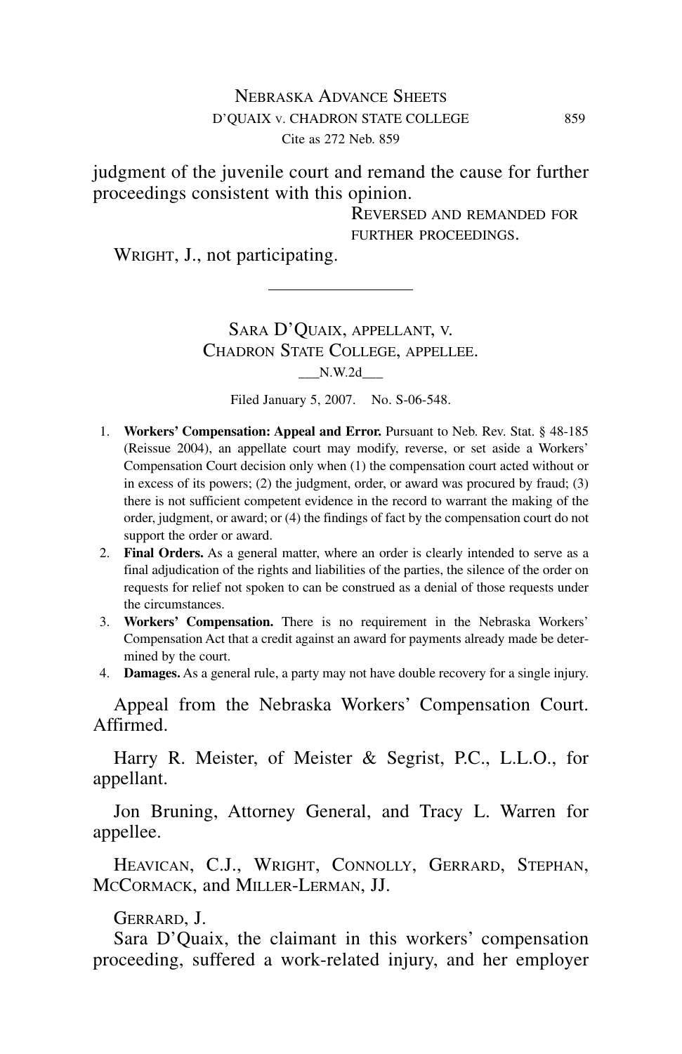judgment of the juvenile court and remand the cause for further proceedings consistent with this opinion.

REVERSED AND REMANDED FOR FURTHER PROCEEDINGS.

WRIGHT, J., not participating.

---

SARA D'QUAIX, APPELLANT, V. CHADRON STATE COLLEGE, APPELLEE.

\_\_\_N.W.2d\_\_\_

Filed January 5, 2007. No. S-06-548.

1. **Workers' Compensation: Appeal and Error.** Pursuant to Neb. Rev. Stat. § 48-185 (Reissue 2004), an appellate court may modify, reverse, or set aside a Workers' Compensation Court decision only when (1) the compensation court acted without or in excess of its powers; (2) the judgment, order, or award was procured by fraud; (3) there is not sufficient competent evidence in the record to warrant the making of the order, judgment, or award; or (4) the findings of fact by the compensation court do not support the order or award.
2. **Final Orders.** As a general matter, where an order is clearly intended to serve as a final adjudication of the rights and liabilities of the parties, the silence of the order on requests for relief not spoken to can be construed as a denial of those requests under the circumstances.
3. **Workers' Compensation.** There is no requirement in the Nebraska Workers' Compensation Act that a credit against an award for payments already made be determined by the court.
4. **Damages.** As a general rule, a party may not have double recovery for a single injury.

Appeal from the Nebraska Workers' Compensation Court. Affirmed.

Harry R. Meister, of Meister & Segrist, P.C., L.L.O., for appellant.

Jon Bruning, Attorney General, and Tracy L. Warren for appellee.

HEAVICAN, C.J., WRIGHT, CONNOLLY, GERRARD, STEPHAN, MCCORMACK, and MILLER-LERMAN, JJ.

GERRARD, J.

Sara D'Quaix, the claimant in this workers' compensation proceeding, suffered a work-related injury, and her employer